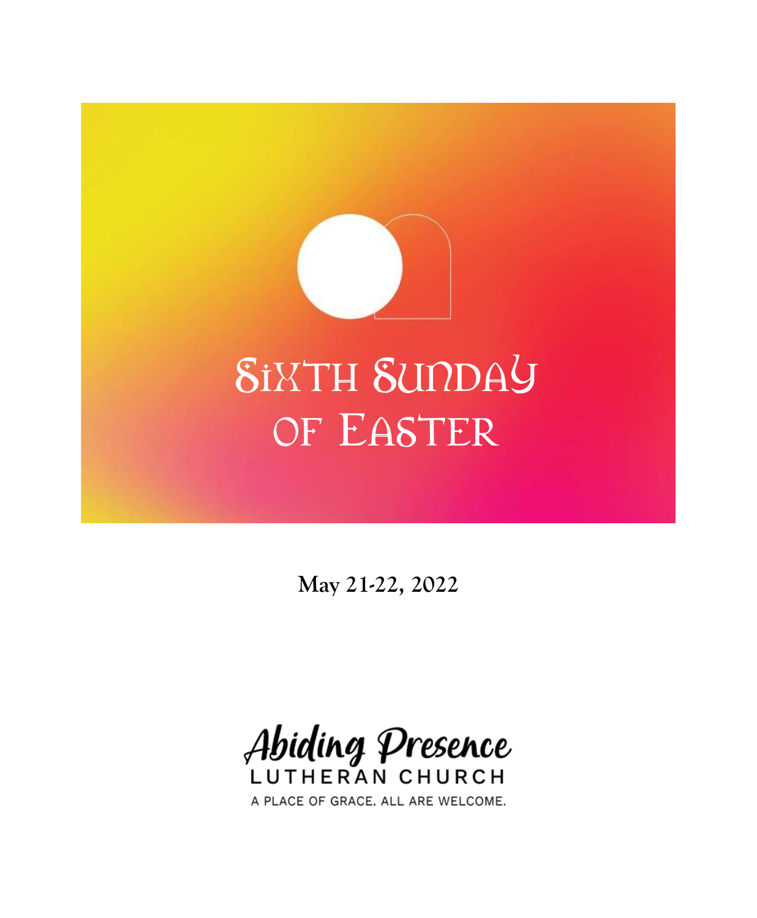# Sixth Sunday of Easter

**May 21-22, 2022**

Abiding Presence
LUTHERAN CHURCH

A PLACE OF GRACE. ALL ARE WELCOME.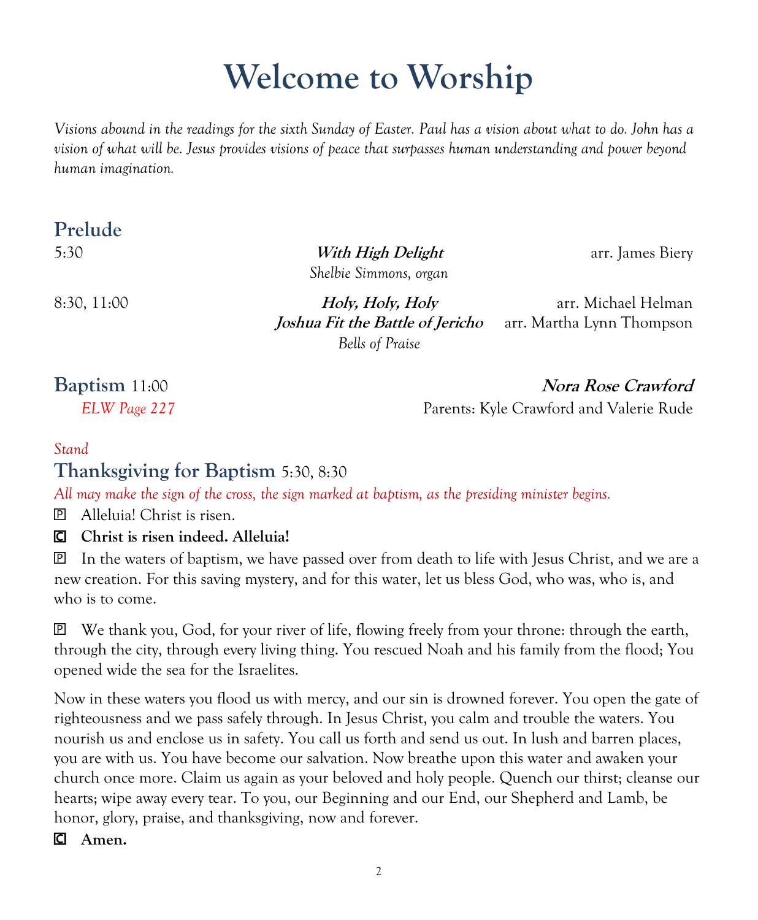# Welcome to Worship

*Visions abound in the readings for the sixth Sunday of Easter. Paul has a vision about what to do. John has a vision of what will be. Jesus provides visions of peace that surpasses human understanding and power beyond human imagination.*

## Prelude

5:30 — ***With High Delight*** — arr. James Biery
*Shelbie Simmons, organ*

8:30, 11:00 — ***Holy, Holy, Holy*** — arr. Michael Helman
***Joshua Fit the Battle of Jericho*** — arr. Martha Lynn Thompson
*Bells of Praise*

## Baptism 11:00

***Nora Rose Crawford***
*ELW Page 227*
Parents: Kyle Crawford and Valerie Rude

*Stand*

## Thanksgiving for Baptism 5:30, 8:30

*All may make the sign of the cross, the sign marked at baptism, as the presiding minister begins.*

P Alleluia! Christ is risen.

**C Christ is risen indeed. Alleluia!**

P In the waters of baptism, we have passed over from death to life with Jesus Christ, and we are a new creation. For this saving mystery, and for this water, let us bless God, who was, who is, and who is to come.

P We thank you, God, for your river of life, flowing freely from your throne: through the earth, through the city, through every living thing. You rescued Noah and his family from the flood; You opened wide the sea for the Israelites.

Now in these waters you flood us with mercy, and our sin is drowned forever. You open the gate of righteousness and we pass safely through. In Jesus Christ, you calm and trouble the waters. You nourish us and enclose us in safety. You call us forth and send us out. In lush and barren places, you are with us. You have become our salvation. Now breathe upon this water and awaken your church once more. Claim us again as your beloved and holy people. Quench our thirst; cleanse our hearts; wipe away every tear. To you, our Beginning and our End, our Shepherd and Lamb, be honor, glory, praise, and thanksgiving, now and forever.

**C Amen.**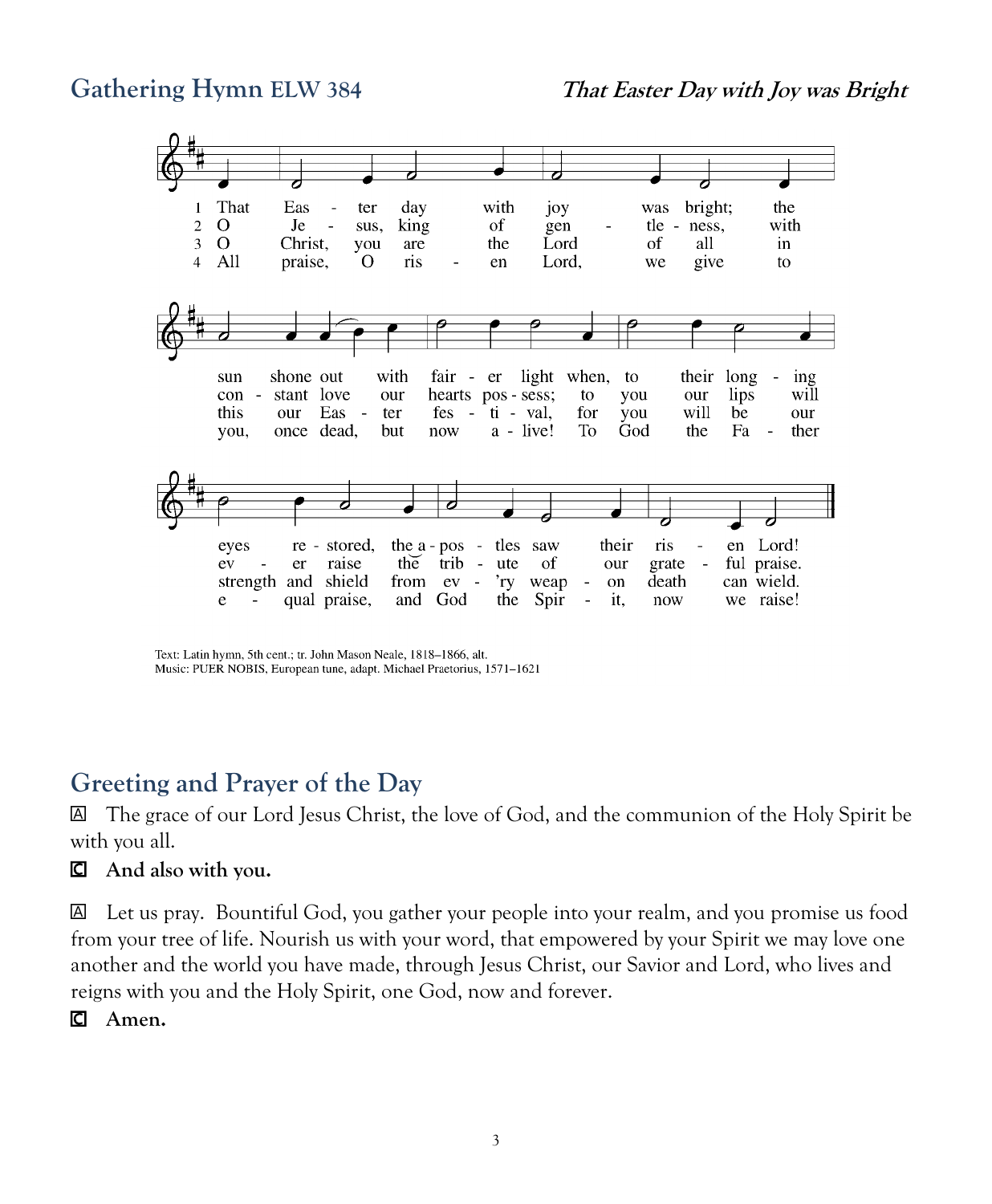## Gathering Hymn ELW 384 ***That Easter Day with Joy was Bright***

1 That Easter day with joy was bright; the sun shone out with fairer light when, to their longing eyes restored, the apostles saw their risen Lord!

2 O Jesus, king of gentleness, with constant love our hearts possess; to you our lips will ever raise the tribute of our grateful praise.

3 O Christ, you are the Lord of all in this our Easter festival, for you will be our strength and shield from every weapon death can wield.

4 All praise, O risen Lord, we give to you, once dead, but now alive! To God the Father equal praise, and God the Spirit, now we raise!

Text: Latin hymn, 5th cent.; tr. John Mason Neale, 1818–1866, alt.
Music: PUER NOBIS, European tune, adapt. Michael Praetorius, 1571–1621

## Greeting and Prayer of the Day

A The grace of our Lord Jesus Christ, the love of God, and the communion of the Holy Spirit be with you all.

**C And also with you.**

A Let us pray. Bountiful God, you gather your people into your realm, and you promise us food from your tree of life. Nourish us with your word, that empowered by your Spirit we may love one another and the world you have made, through Jesus Christ, our Savior and Lord, who lives and reigns with you and the Holy Spirit, one God, now and forever.

**C Amen.**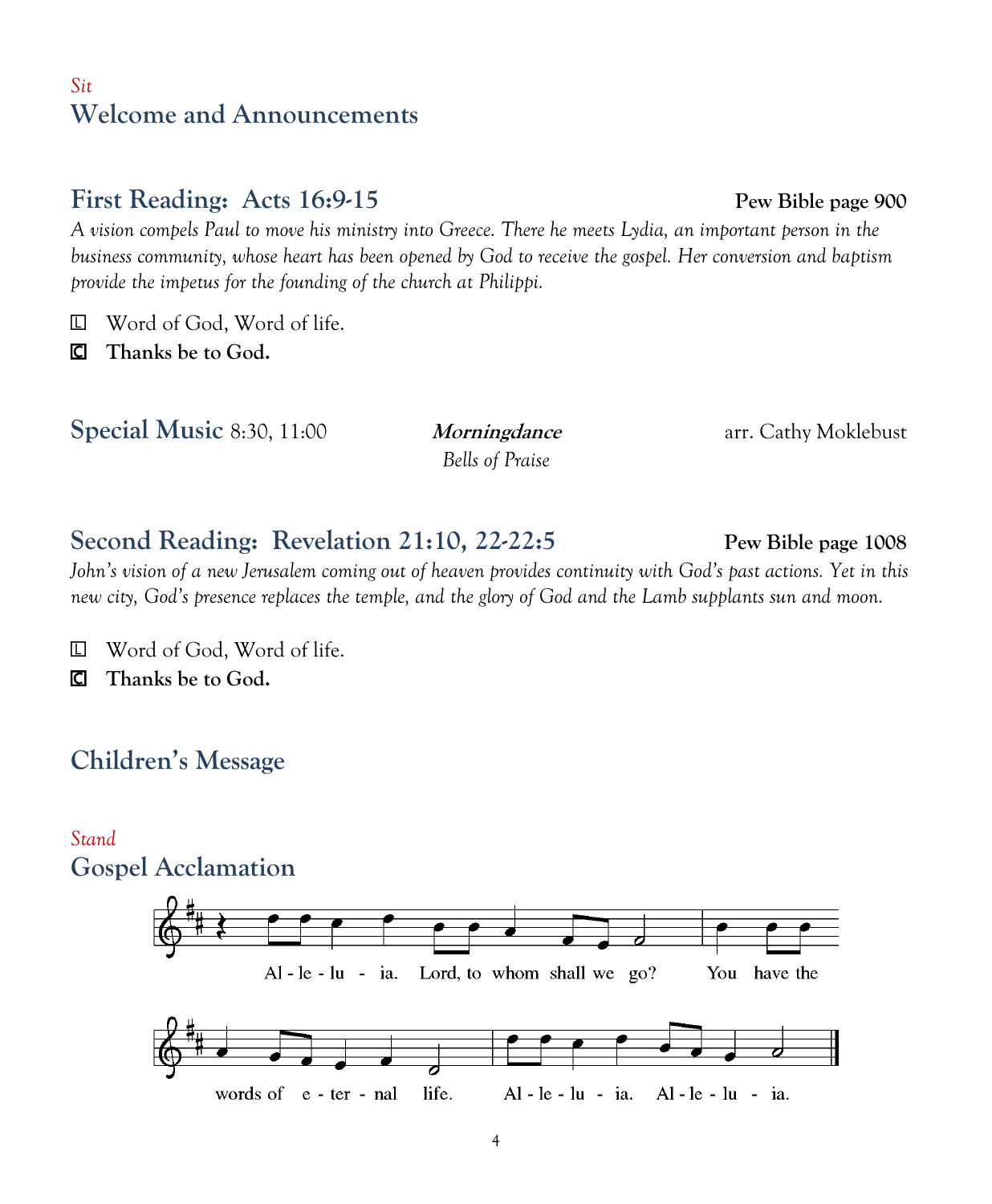*Sit*

## Welcome and Announcements

## First Reading: Acts 16:9-15 — **Pew Bible page 900**

*A vision compels Paul to move his ministry into Greece. There he meets Lydia, an important person in the business community, whose heart has been opened by God to receive the gospel. Her conversion and baptism provide the impetus for the founding of the church at Philippi.*

L Word of God, Word of life.

C **Thanks be to God.**

## Special Music 8:30, 11:00

***Morningdance*** — arr. Cathy Moklebust

*Bells of Praise*

## Second Reading: Revelation 21:10, 22-22:5 — **Pew Bible page 1008**

*John's vision of a new Jerusalem coming out of heaven provides continuity with God's past actions. Yet in this new city, God's presence replaces the temple, and the glory of God and the Lamb supplants sun and moon.*

L Word of God, Word of life.

C **Thanks be to God.**

## Children's Message

*Stand*

## Gospel Acclamation

Al - le - lu - ia. Lord, to whom shall we go? You have the words of e - ter - nal life. Al - le - lu - ia. Al - le - lu - ia.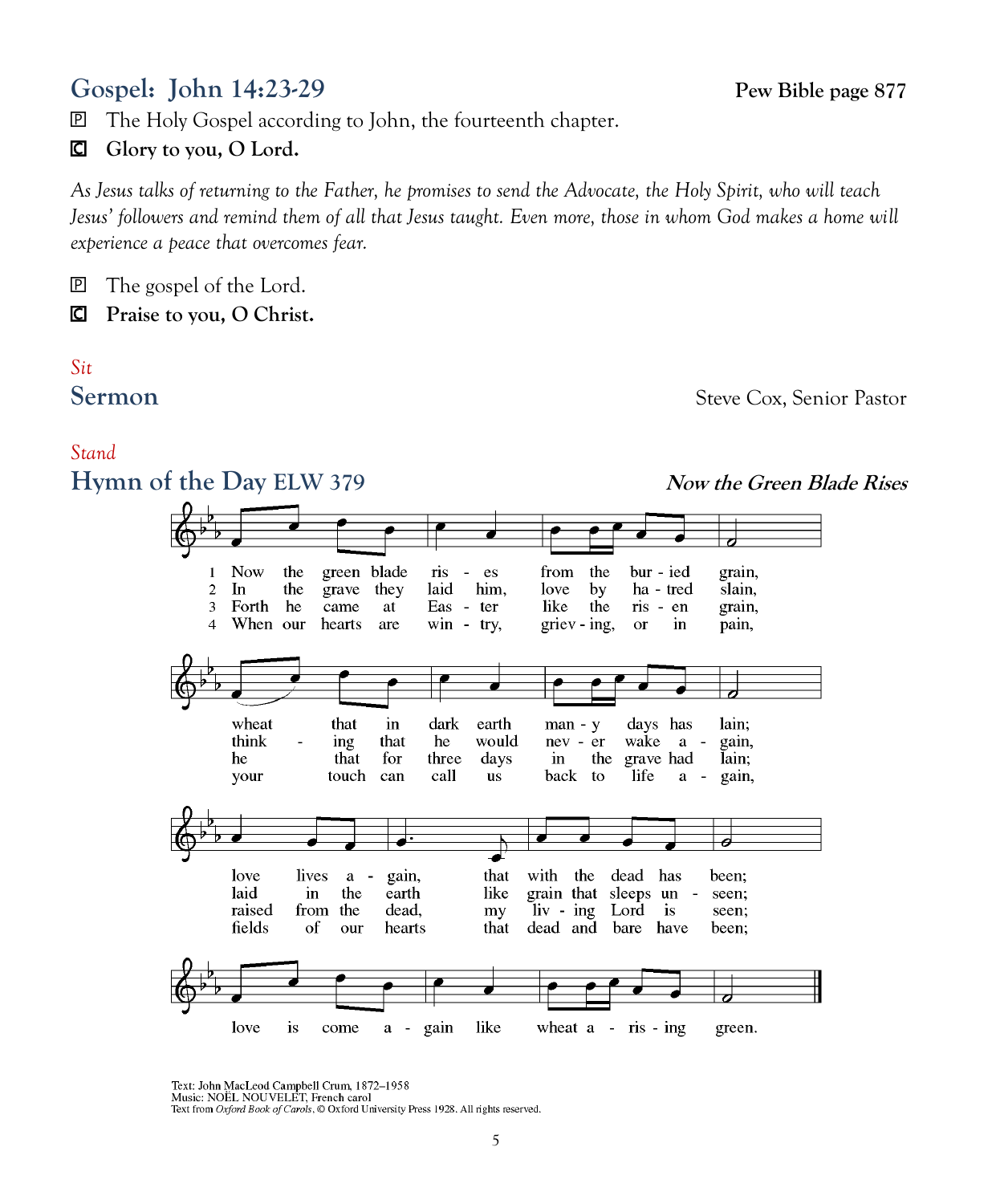## Gospel: John 14:23-29

**Pew Bible page 877**

P The Holy Gospel according to John, the fourteenth chapter.

C **Glory to you, O Lord.**

*As Jesus talks of returning to the Father, he promises to send the Advocate, the Holy Spirit, who will teach Jesus' followers and remind them of all that Jesus taught. Even more, those in whom God makes a home will experience a peace that overcomes fear.*

P The gospel of the Lord.

C **Praise to you, O Christ.**

*Sit*

## Sermon

Steve Cox, Senior Pastor

*Stand*

## Hymn of the Day ELW 379

***Now the Green Blade Rises***

1 Now the green blade rises from the buried grain, wheat that in dark earth many days has lain; love lives again, that with the dead has been; love is come again like wheat arising green.

2 In the grave they laid him, love by hatred slain, thinking that he would never wake again, laid in the earth like grain that sleeps unseen; love is come again like wheat arising green.

3 Forth he came at Easter, like the risen grain, he that for three days in the grave had lain; raised from the dead, my living Lord is seen; love is come again like wheat arising green.

4 When our hearts are wintry, grieving, or in pain, your touch can call us back to life again, fields of our hearts that dead and bare have been; love is come again like wheat arising green.

Text: John MacLeod Campbell Crum, 1872–1958
Music: NOËL NOUVELET, French carol
Text from *Oxford Book of Carols*, © Oxford University Press 1928. All rights reserved.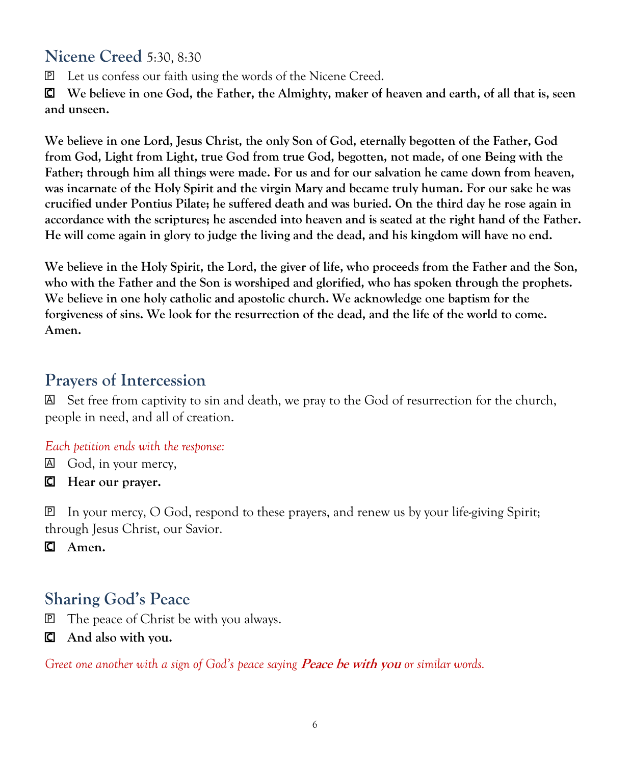## Nicene Creed 5:30, 8:30

P Let us confess our faith using the words of the Nicene Creed.

C **We believe in one God, the Father, the Almighty, maker of heaven and earth, of all that is, seen and unseen.**

**We believe in one Lord, Jesus Christ, the only Son of God, eternally begotten of the Father, God from God, Light from Light, true God from true God, begotten, not made, of one Being with the Father; through him all things were made. For us and for our salvation he came down from heaven, was incarnate of the Holy Spirit and the virgin Mary and became truly human. For our sake he was crucified under Pontius Pilate; he suffered death and was buried. On the third day he rose again in accordance with the scriptures; he ascended into heaven and is seated at the right hand of the Father. He will come again in glory to judge the living and the dead, and his kingdom will have no end.**

**We believe in the Holy Spirit, the Lord, the giver of life, who proceeds from the Father and the Son, who with the Father and the Son is worshiped and glorified, who has spoken through the prophets. We believe in one holy catholic and apostolic church. We acknowledge one baptism for the forgiveness of sins. We look for the resurrection of the dead, and the life of the world to come. Amen.**

## Prayers of Intercession

A Set free from captivity to sin and death, we pray to the God of resurrection for the church, people in need, and all of creation.

*Each petition ends with the response:*

A God, in your mercy,

C **Hear our prayer.**

P In your mercy, O God, respond to these prayers, and renew us by your life-giving Spirit; through Jesus Christ, our Savior.

C **Amen.**

## Sharing God's Peace

P The peace of Christ be with you always.

C **And also with you.**

*Greet one another with a sign of God's peace saying* ***Peace be with you*** *or similar words.*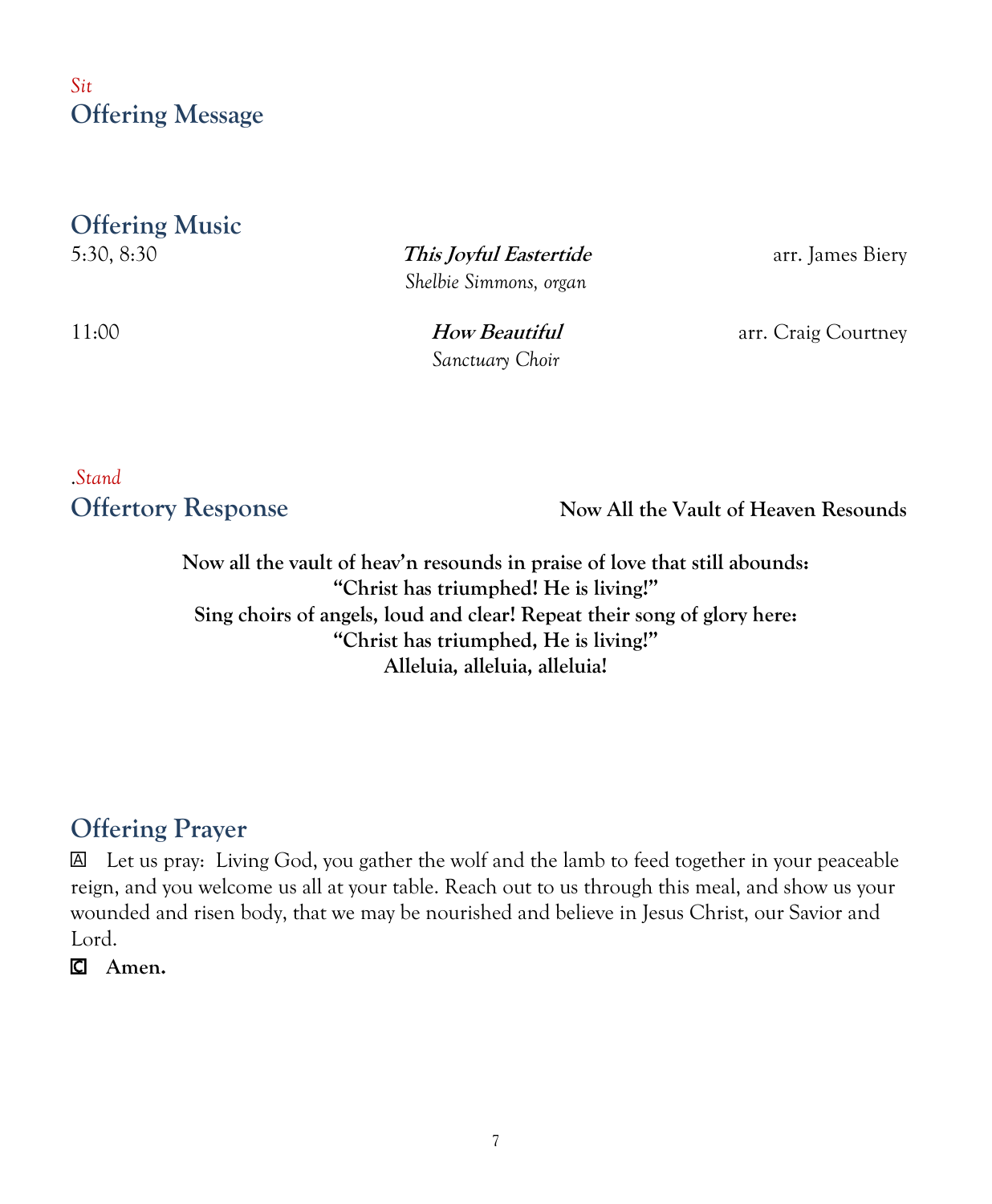*Sit*

## Offering Message

## Offering Music

5:30, 8:30 — ***This Joyful Eastertide*** — arr. James Biery
*Shelbie Simmons, organ*

11:00 — ***How Beautiful*** — arr. Craig Courtney
*Sanctuary Choir*

.*Stand*

## Offertory Response

**Now All the Vault of Heaven Resounds**

**Now all the vault of heav'n resounds in praise of love that still abounds:**
**"Christ has triumphed! He is living!"**
**Sing choirs of angels, loud and clear! Repeat their song of glory here:**
**"Christ has triumphed, He is living!"**
**Alleluia, alleluia, alleluia!**

## Offering Prayer

A Let us pray: Living God, you gather the wolf and the lamb to feed together in your peaceable reign, and you welcome us all at your table. Reach out to us through this meal, and show us your wounded and risen body, that we may be nourished and believe in Jesus Christ, our Savior and Lord.

C **Amen.**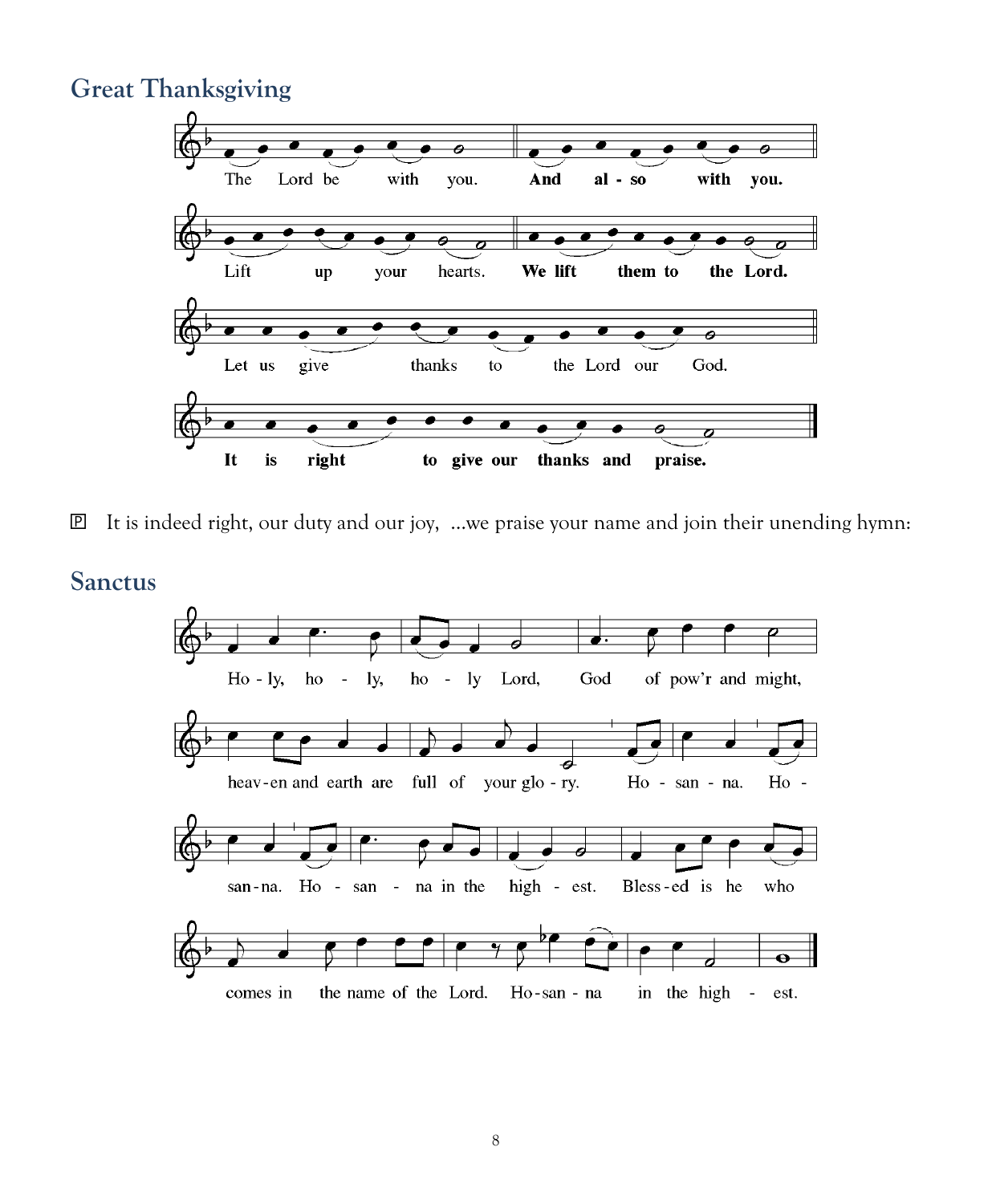## Great Thanksgiving

The Lord be with you. **And also with you.**

Lift up your hearts. **We lift them to the Lord.**

Let us give thanks to the Lord our God.

**It is right to give our thanks and praise.**

P It is indeed right, our duty and our joy, ...we praise your name and join their unending hymn:

## Sanctus

Ho - ly, ho - ly, ho - ly Lord, God of pow'r and might, heav-en and earth are full of your glo - ry. Ho - san - na. Ho - san-na. Ho - san - na in the high - est. Bless-ed is he who comes in the name of the Lord. Ho-san - na in the high - est.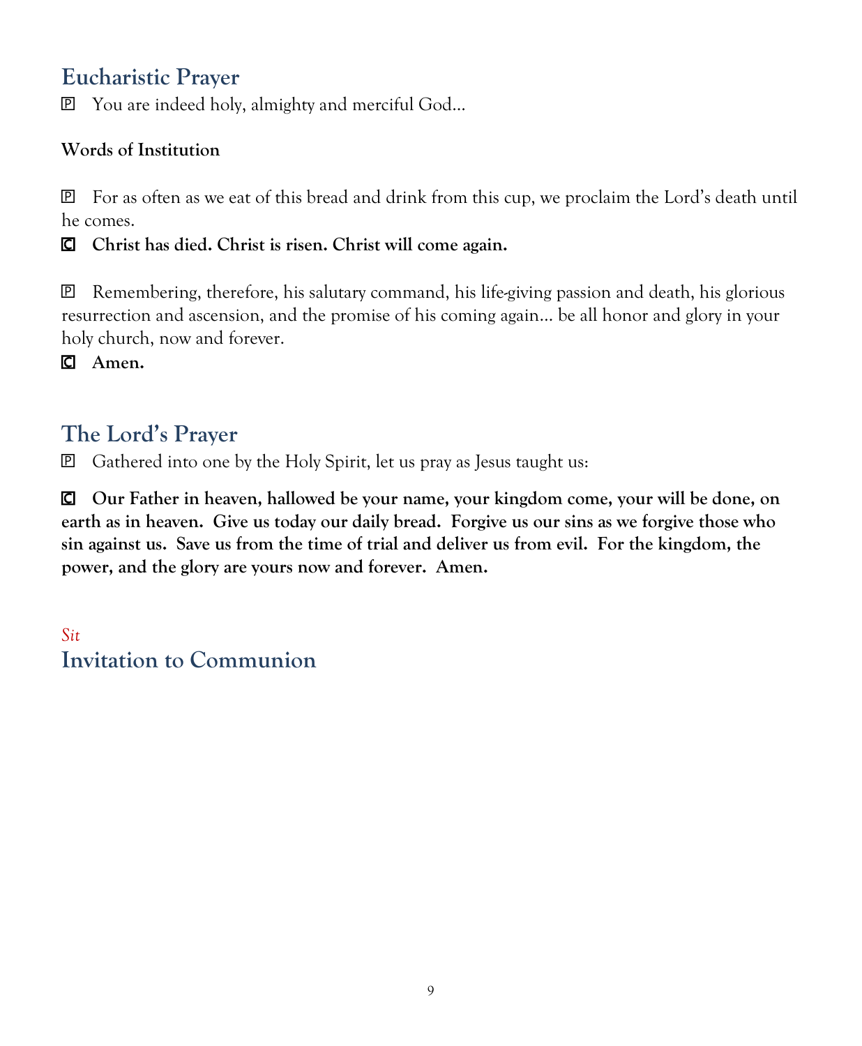## Eucharistic Prayer

P You are indeed holy, almighty and merciful God…

**Words of Institution**

P For as often as we eat of this bread and drink from this cup, we proclaim the Lord's death until he comes.

**C Christ has died. Christ is risen. Christ will come again.**

P Remembering, therefore, his salutary command, his life-giving passion and death, his glorious resurrection and ascension, and the promise of his coming again… be all honor and glory in your holy church, now and forever.

**C Amen.**

## The Lord's Prayer

P Gathered into one by the Holy Spirit, let us pray as Jesus taught us:

**C Our Father in heaven, hallowed be your name, your kingdom come, your will be done, on earth as in heaven. Give us today our daily bread. Forgive us our sins as we forgive those who sin against us. Save us from the time of trial and deliver us from evil. For the kingdom, the power, and the glory are yours now and forever. Amen.**

*Sit*

## Invitation to Communion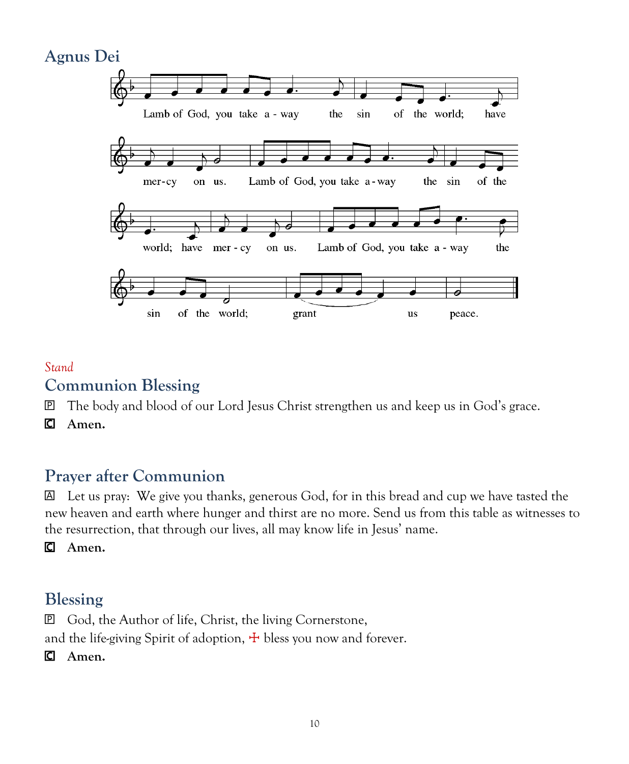## Agnus Dei

Lamb of God, you take away the sin of the world; have mercy on us. Lamb of God, you take away the sin of the world; have mercy on us. Lamb of God, you take away the sin of the world; grant us peace.

*Stand*

## Communion Blessing

P The body and blood of our Lord Jesus Christ strengthen us and keep us in God's grace.

C **Amen.**

## Prayer after Communion

A Let us pray: We give you thanks, generous God, for in this bread and cup we have tasted the new heaven and earth where hunger and thirst are no more. Send us from this table as witnesses to the resurrection, that through our lives, all may know life in Jesus' name.

C **Amen.**

## Blessing

P God, the Author of life, Christ, the living Cornerstone,
and the life-giving Spirit of adoption, ☩ bless you now and forever.

C **Amen.**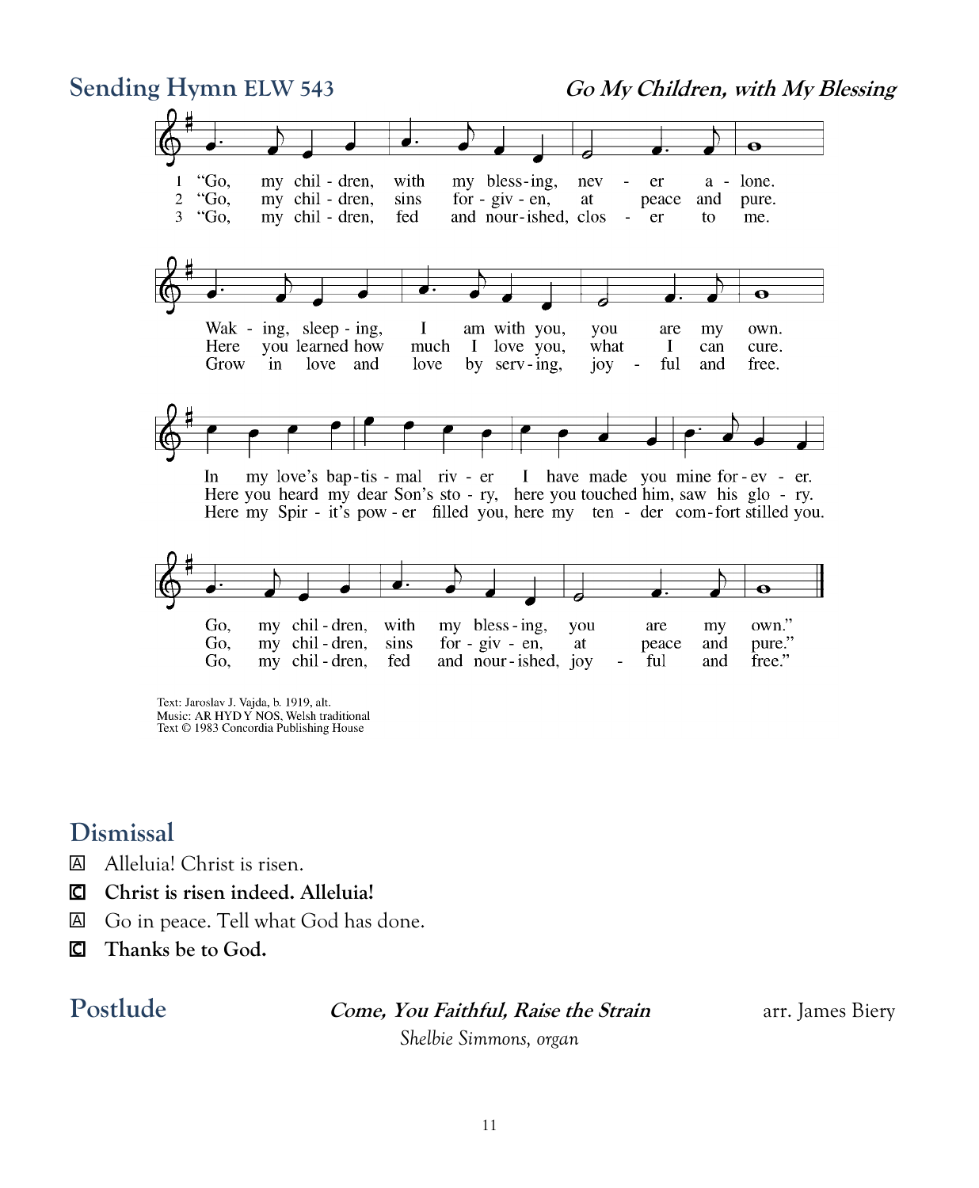## Sending Hymn ELW 543

***Go My Children, with My Blessing***

1 "Go, my children, with my blessing, never alone.
Waking, sleeping, I am with you, you are my own.
In my love's baptismal river I have made you mine forever.
Go, my children, with my blessing, you are my own."

2 "Go, my children, sins forgiven, at peace and pure.
Here you learned how much I love you, what I can cure.
Here you heard my dear Son's story, here you touched him, saw his glory.
Go, my children, sins forgiven, at peace and pure."

3 "Go, my children, fed and nourished, closer to me.
Grow in love and love by serving, joyful and free.
Here my Spirit's power filled you, here my tender comfort stilled you.
Go, my children, fed and nourished, joyful and free."

Text: Jaroslav J. Vajda, b. 1919, alt.
Music: AR HYD Y NOS, Welsh traditional
Text © 1983 Concordia Publishing House

## Dismissal

A Alleluia! Christ is risen.

**C Christ is risen indeed. Alleluia!**

A Go in peace. Tell what God has done.

**C Thanks be to God.**

## Postlude

***Come, You Faithful, Raise the Strain*** arr. James Biery

*Shelbie Simmons, organ*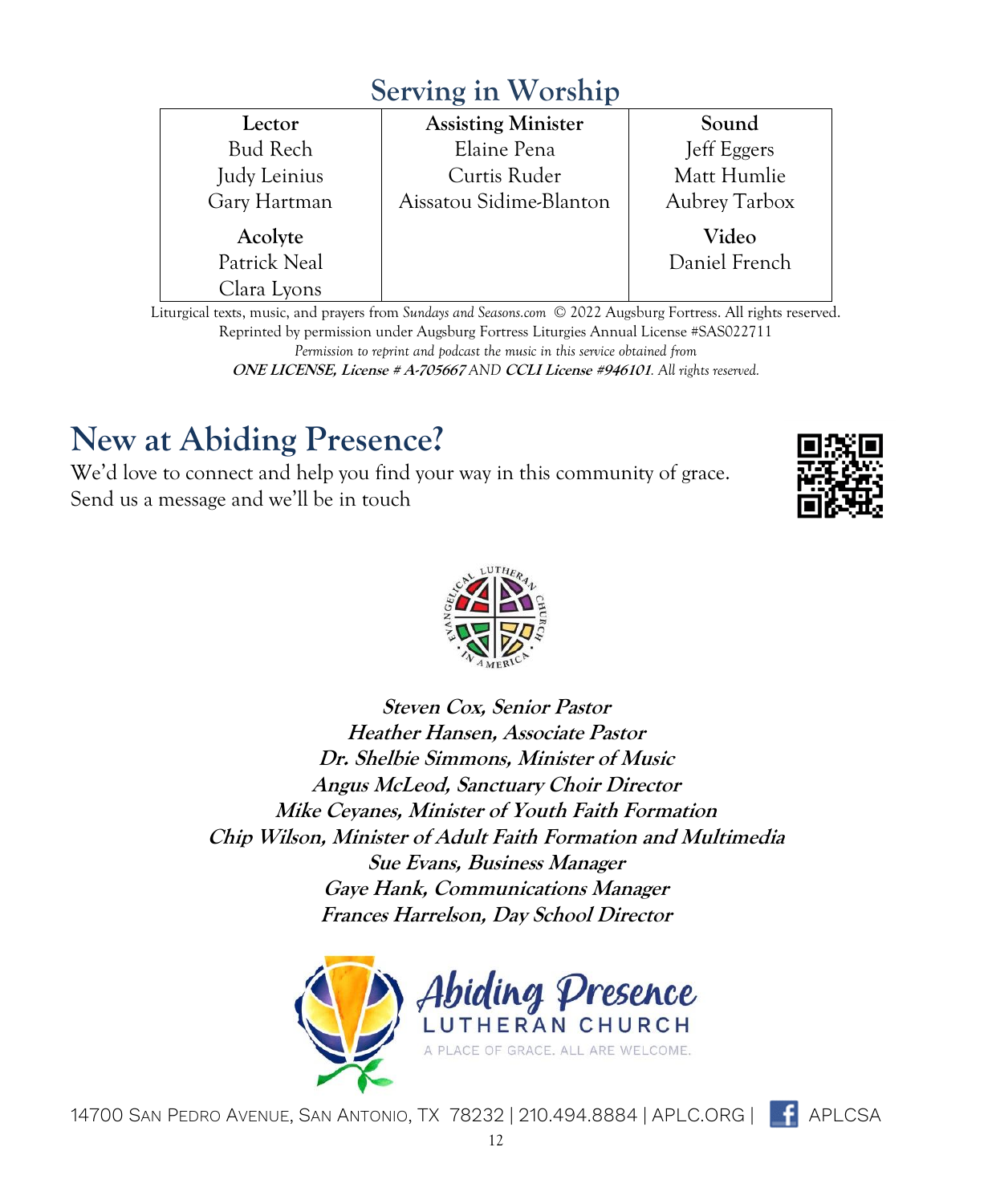## Serving in Worship

| Lector | Assisting Minister | Sound |
|---|---|---|
| Bud Rech | Elaine Pena | Jeff Eggers |
| Judy Leinius | Curtis Ruder | Matt Humlie |
| Gary Hartman | Aissatou Sidime-Blanton | Aubrey Tarbox |
| **Acolyte** | | **Video** |
| Patrick Neal | | Daniel French |
| Clara Lyons | | |

Liturgical texts, music, and prayers from *Sundays and Seasons.com* © 2022 Augsburg Fortress. All rights reserved.
Reprinted by permission under Augsburg Fortress Liturgies Annual License #SAS022711
*Permission to reprint and podcast the music in this service obtained from*
***ONE LICENSE, License # A-705667*** AND ***CCLI License #946101****. All rights reserved.*

# New at Abiding Presence?

We'd love to connect and help you find your way in this community of grace.
Send us a message and we'll be in touch

***Steven Cox, Senior Pastor***
***Heather Hansen, Associate Pastor***
***Dr. Shelbie Simmons, Minister of Music***
***Angus McLeod, Sanctuary Choir Director***
***Mike Ceyanes, Minister of Youth Faith Formation***
***Chip Wilson, Minister of Adult Faith Formation and Multimedia***
***Sue Evans, Business Manager***
***Gaye Hank, Communications Manager***
***Frances Harrelson, Day School Director***

Abiding Presence
LUTHERAN CHURCH
A PLACE OF GRACE. ALL ARE WELCOME.

14700 San Pedro Avenue, San Antonio, TX 78232 | 210.494.8884 | APLC.ORG | APLCSA